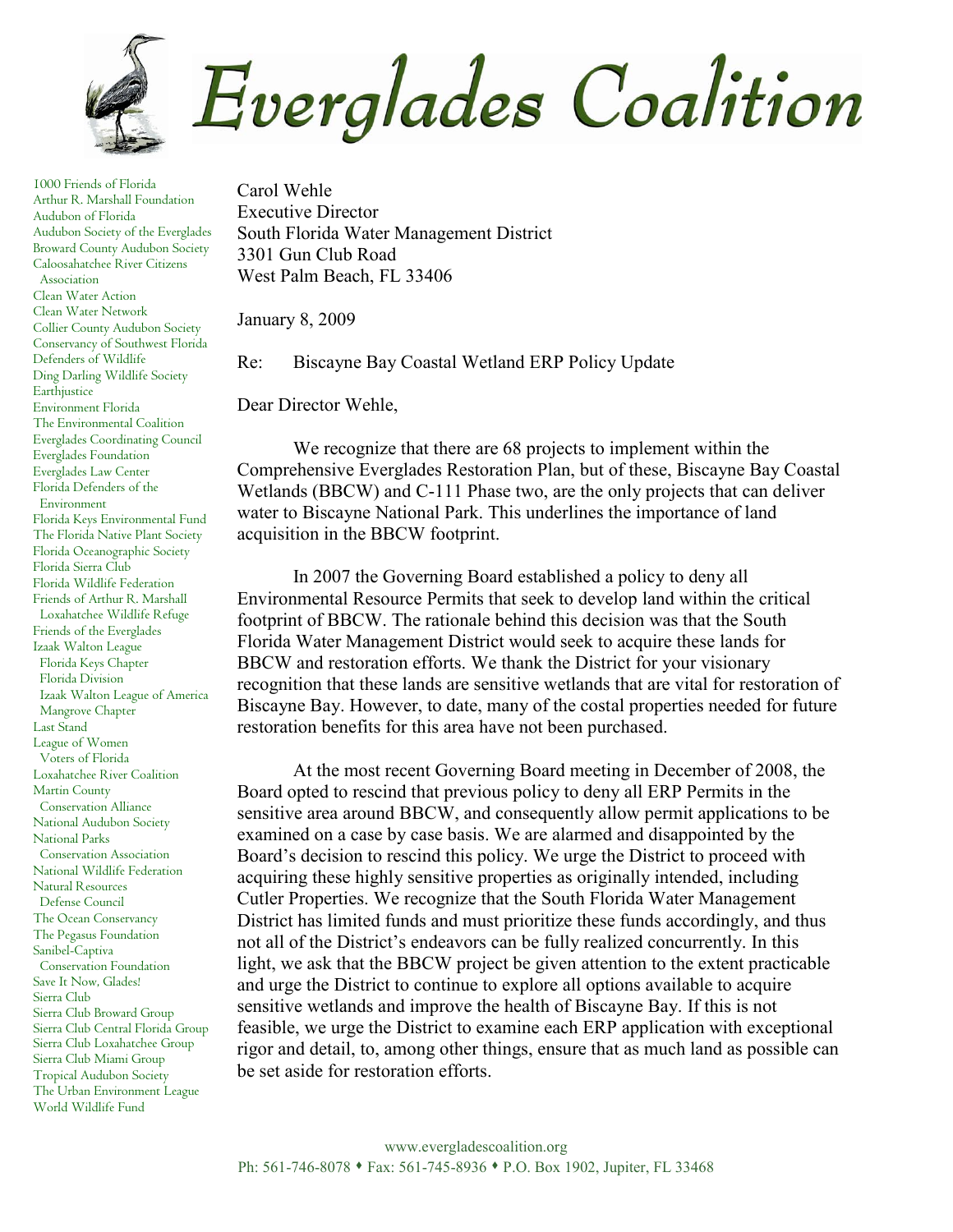# Everglades Coalition

1000 Friends of Florida
Arthur R. Marshall Foundation
Audubon of Florida
Audubon Society of the Everglades
Broward County Audubon Society
Caloosahatchee River Citizens Association
Clean Water Action
Clean Water Network
Collier County Audubon Society
Conservancy of Southwest Florida
Defenders of Wildlife
Ding Darling Wildlife Society
Earthjustice
Environment Florida
The Environmental Coalition
Everglades Coordinating Council
Everglades Foundation
Everglades Law Center
Florida Defenders of the Environment
Florida Keys Environmental Fund
The Florida Native Plant Society
Florida Oceanographic Society
Florida Sierra Club
Florida Wildlife Federation
Friends of Arthur R. Marshall Loxahatchee Wildlife Refuge
Friends of the Everglades
Izaak Walton League
Florida Keys Chapter
Florida Division
Izaak Walton League of America Mangrove Chapter
Last Stand
League of Women Voters of Florida
Loxahatchee River Coalition
Martin County Conservation Alliance
National Audubon Society
National Parks Conservation Association
National Wildlife Federation
Natural Resources Defense Council
The Ocean Conservancy
The Pegasus Foundation
Sanibel-Captiva Conservation Foundation
Save It Now, Glades!
Sierra Club
Sierra Club Broward Group
Sierra Club Central Florida Group
Sierra Club Loxahatchee Group
Sierra Club Miami Group
Tropical Audubon Society
The Urban Environment League
World Wildlife Fund

Carol Wehle
Executive Director
South Florida Water Management District
3301 Gun Club Road
West Palm Beach, FL 33406

January 8, 2009

Re: Biscayne Bay Coastal Wetland ERP Policy Update

Dear Director Wehle,

We recognize that there are 68 projects to implement within the Comprehensive Everglades Restoration Plan, but of these, Biscayne Bay Coastal Wetlands (BBCW) and C-111 Phase two, are the only projects that can deliver water to Biscayne National Park. This underlines the importance of land acquisition in the BBCW footprint.

In 2007 the Governing Board established a policy to deny all Environmental Resource Permits that seek to develop land within the critical footprint of BBCW. The rationale behind this decision was that the South Florida Water Management District would seek to acquire these lands for BBCW and restoration efforts. We thank the District for your visionary recognition that these lands are sensitive wetlands that are vital for restoration of Biscayne Bay. However, to date, many of the costal properties needed for future restoration benefits for this area have not been purchased.

At the most recent Governing Board meeting in December of 2008, the Board opted to rescind that previous policy to deny all ERP Permits in the sensitive area around BBCW, and consequently allow permit applications to be examined on a case by case basis. We are alarmed and disappointed by the Board's decision to rescind this policy. We urge the District to proceed with acquiring these highly sensitive properties as originally intended, including Cutler Properties. We recognize that the South Florida Water Management District has limited funds and must prioritize these funds accordingly, and thus not all of the District's endeavors can be fully realized concurrently. In this light, we ask that the BBCW project be given attention to the extent practicable and urge the District to continue to explore all options available to acquire sensitive wetlands and improve the health of Biscayne Bay. If this is not feasible, we urge the District to examine each ERP application with exceptional rigor and detail, to, among other things, ensure that as much land as possible can be set aside for restoration efforts.

www.evergladescoalition.org
Ph: 561-746-8078 • Fax: 561-745-8936 • P.O. Box 1902, Jupiter, FL 33468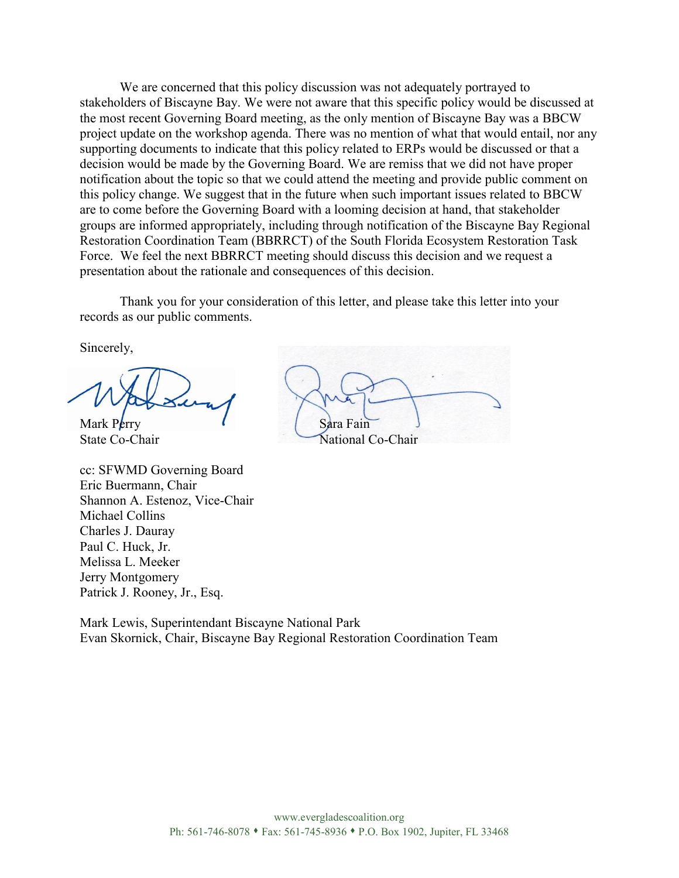We are concerned that this policy discussion was not adequately portrayed to stakeholders of Biscayne Bay. We were not aware that this specific policy would be discussed at the most recent Governing Board meeting, as the only mention of Biscayne Bay was a BBCW project update on the workshop agenda. There was no mention of what that would entail, nor any supporting documents to indicate that this policy related to ERPs would be discussed or that a decision would be made by the Governing Board. We are remiss that we did not have proper notification about the topic so that we could attend the meeting and provide public comment on this policy change. We suggest that in the future when such important issues related to BBCW are to come before the Governing Board with a looming decision at hand, that stakeholder groups are informed appropriately, including through notification of the Biscayne Bay Regional Restoration Coordination Team (BBRRCT) of the South Florida Ecosystem Restoration Task Force. We feel the next BBRRCT meeting should discuss this decision and we request a presentation about the rationale and consequences of this decision.

Thank you for your consideration of this letter, and please take this letter into your records as our public comments.

Sincerely,

Mark Perry
State Co-Chair

Sara Fain
National Co-Chair

cc: SFWMD Governing Board
Eric Buermann, Chair
Shannon A. Estenoz, Vice-Chair
Michael Collins
Charles J. Dauray
Paul C. Huck, Jr.
Melissa L. Meeker
Jerry Montgomery
Patrick J. Rooney, Jr., Esq.

Mark Lewis, Superintendant Biscayne National Park
Evan Skornick, Chair, Biscayne Bay Regional Restoration Coordination Team

www.evergladescoalition.org
Ph: 561-746-8078 ♦ Fax: 561-745-8936 ♦ P.O. Box 1902, Jupiter, FL 33468